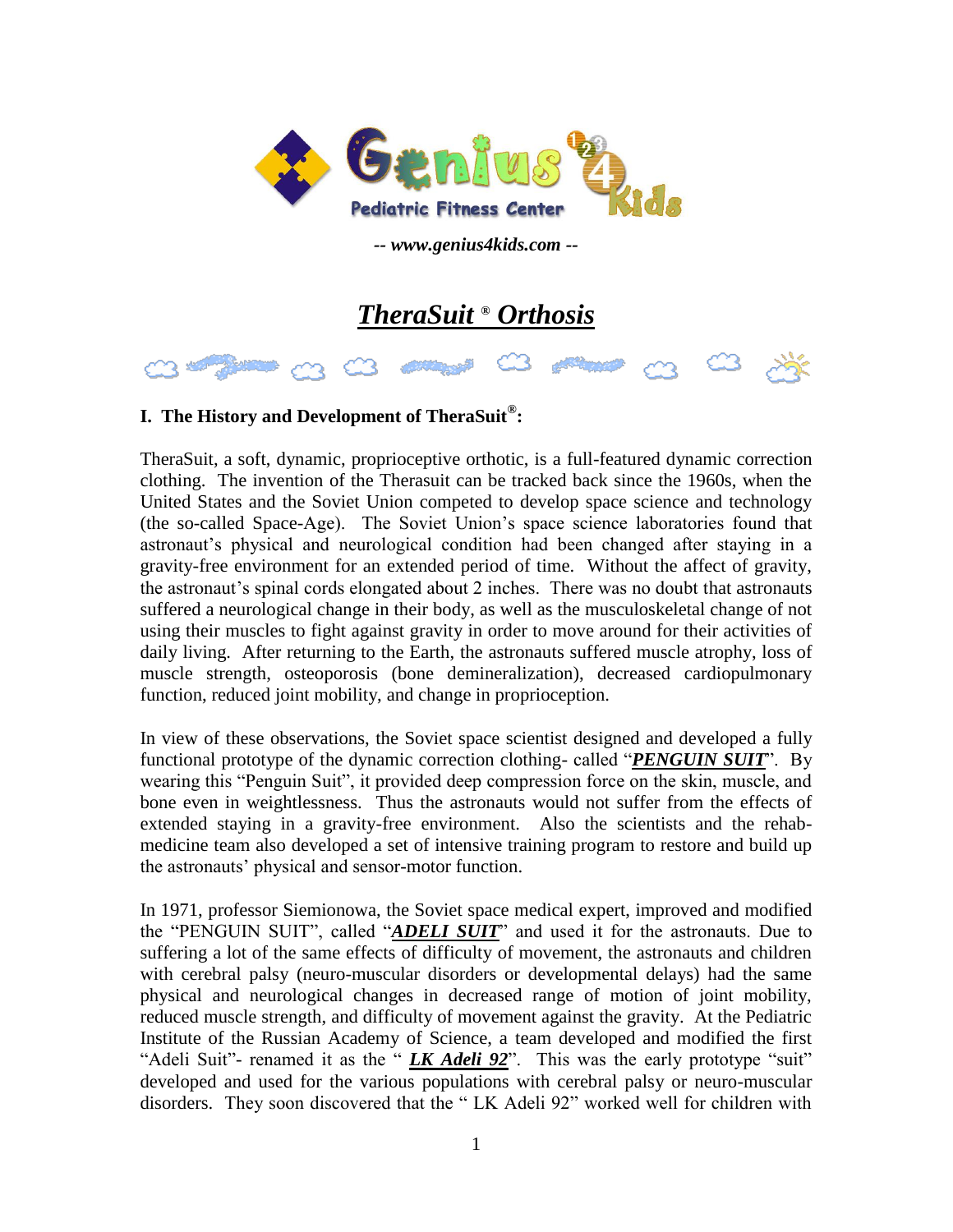Genius 4 Kids
Pediatric Fitness Center

***-- www.genius4kids.com --***

# ***TheraSuit ® Orthosis***

## I. The History and Development of TheraSuit®:

TheraSuit, a soft, dynamic, proprioceptive orthotic, is a full-featured dynamic correction clothing. The invention of the Therasuit can be tracked back since the 1960s, when the United States and the Soviet Union competed to develop space science and technology (the so-called Space-Age). The Soviet Union's space science laboratories found that astronaut's physical and neurological condition had been changed after staying in a gravity-free environment for an extended period of time. Without the affect of gravity, the astronaut's spinal cords elongated about 2 inches. There was no doubt that astronauts suffered a neurological change in their body, as well as the musculoskeletal change of not using their muscles to fight against gravity in order to move around for their activities of daily living. After returning to the Earth, the astronauts suffered muscle atrophy, loss of muscle strength, osteoporosis (bone demineralization), decreased cardiopulmonary function, reduced joint mobility, and change in proprioception.

In view of these observations, the Soviet space scientist designed and developed a fully functional prototype of the dynamic correction clothing- called "***PENGUIN SUIT***". By wearing this "Penguin Suit", it provided deep compression force on the skin, muscle, and bone even in weightlessness. Thus the astronauts would not suffer from the effects of extended staying in a gravity-free environment. Also the scientists and the rehab-medicine team also developed a set of intensive training program to restore and build up the astronauts' physical and sensor-motor function.

In 1971, professor Siemionowa, the Soviet space medical expert, improved and modified the "PENGUIN SUIT", called "***ADELI SUIT***" and used it for the astronauts. Due to suffering a lot of the same effects of difficulty of movement, the astronauts and children with cerebral palsy (neuro-muscular disorders or developmental delays) had the same physical and neurological changes in decreased range of motion of joint mobility, reduced muscle strength, and difficulty of movement against the gravity. At the Pediatric Institute of the Russian Academy of Science, a team developed and modified the first "Adeli Suit"- renamed it as the " ***LK Adeli 92***". This was the early prototype "suit" developed and used for the various populations with cerebral palsy or neuro-muscular disorders. They soon discovered that the " LK Adeli 92" worked well for children with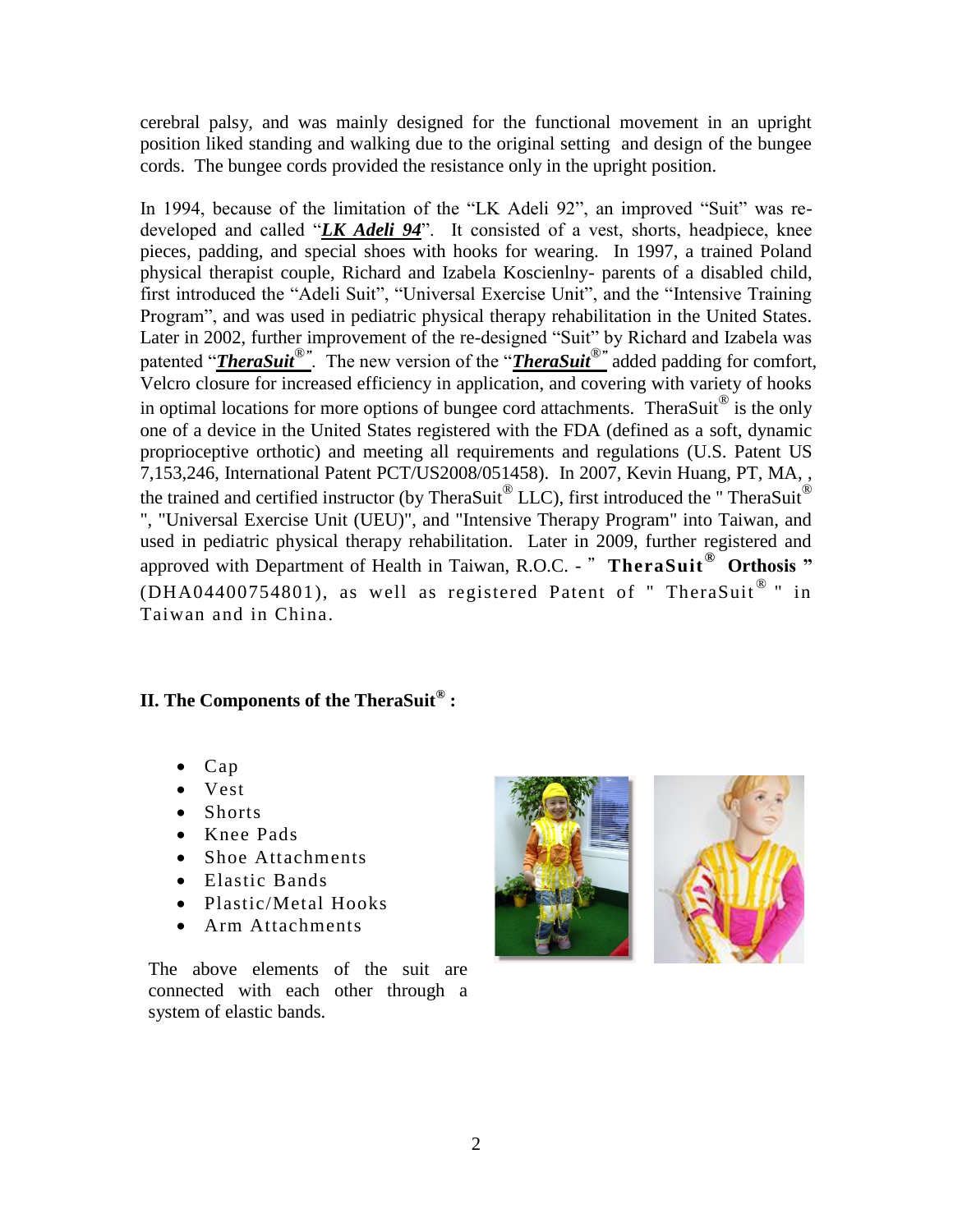cerebral palsy, and was mainly designed for the functional movement in an upright position liked standing and walking due to the original setting and design of the bungee cords. The bungee cords provided the resistance only in the upright position.

In 1994, because of the limitation of the "LK Adeli 92", an improved "Suit" was re-developed and called "***LK Adeli 94***". It consisted of a vest, shorts, headpiece, knee pieces, padding, and special shoes with hooks for wearing. In 1997, a trained Poland physical therapist couple, Richard and Izabela Koscienlny- parents of a disabled child, first introduced the "Adeli Suit", "Universal Exercise Unit", and the "Intensive Training Program", and was used in pediatric physical therapy rehabilitation in the United States. Later in 2002, further improvement of the re-designed "Suit" by Richard and Izabela was patented "***TheraSuit®***". The new version of the "***TheraSuit®***" added padding for comfort, Velcro closure for increased efficiency in application, and covering with variety of hooks in optimal locations for more options of bungee cord attachments. TheraSuit® is the only one of a device in the United States registered with the FDA (defined as a soft, dynamic proprioceptive orthotic) and meeting all requirements and regulations (U.S. Patent US 7,153,246, International Patent PCT/US2008/051458). In 2007, Kevin Huang, PT, MA, , the trained and certified instructor (by TheraSuit® LLC), first introduced the " TheraSuit® ", "Universal Exercise Unit (UEU)", and "Intensive Therapy Program" into Taiwan, and used in pediatric physical therapy rehabilitation. Later in 2009, further registered and approved with Department of Health in Taiwan, R.O.C. - " **TheraSuit® Orthosis** " (DHA04400754801), as well as registered Patent of " TheraSuit® " in Taiwan and in China.

## II. The Components of the TheraSuit® :

- Cap
- Vest
- Shorts
- Knee Pads
- Shoe Attachments
- Elastic Bands
- Plastic/Metal Hooks
- Arm Attachments

The above elements of the suit are connected with each other through a system of elastic bands.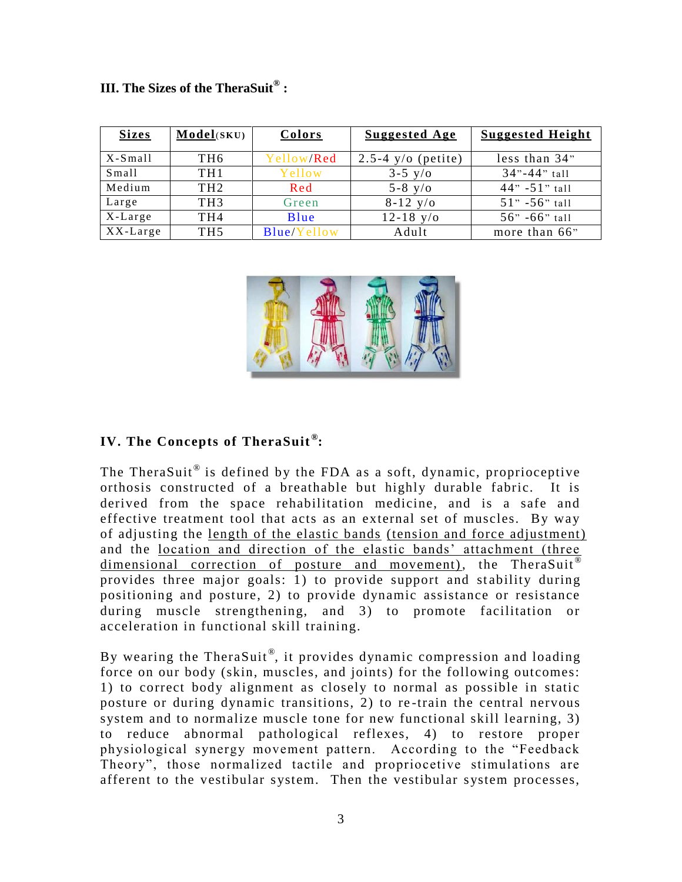## III. The Sizes of the TheraSuit®:

| Sizes | Model(SKU) | Colors | Suggested Age | Suggested Height |
|---|---|---|---|---|
| X-Small | TH6 | Yellow/Red | 2.5-4 y/o (petite) | less than 34" |
| Small | TH1 | Yellow | 3-5 y/o | 34"-44" tall |
| Medium | TH2 | Red | 5-8 y/o | 44" -51" tall |
| Large | TH3 | Green | 8-12 y/o | 51" -56" tall |
| X-Large | TH4 | Blue | 12-18 y/o | 56" -66" tall |
| XX-Large | TH5 | Blue/Yellow | Adult | more than 66" |

## IV. The Concepts of TheraSuit®:

The TheraSuit® is defined by the FDA as a soft, dynamic, proprioceptive orthosis constructed of a breathable but highly durable fabric. It is derived from the space rehabilitation medicine, and is a safe and effective treatment tool that acts as an external set of muscles. By way of adjusting the length of the elastic bands (tension and force adjustment) and the location and direction of the elastic bands' attachment (three dimensional correction of posture and movement), the TheraSuit® provides three major goals: 1) to provide support and stability during positioning and posture, 2) to provide dynamic assistance or resistance during muscle strengthening, and 3) to promote facilitation or acceleration in functional skill training.

By wearing the TheraSuit®, it provides dynamic compression and loading force on our body (skin, muscles, and joints) for the following outcomes: 1) to correct body alignment as closely to normal as possible in static posture or during dynamic transitions, 2) to re-train the central nervous system and to normalize muscle tone for new functional skill learning, 3) to reduce abnormal pathological reflexes, 4) to restore proper physiological synergy movement pattern. According to the "Feedback Theory", those normalized tactile and propriocetive stimulations are afferent to the vestibular system. Then the vestibular system processes,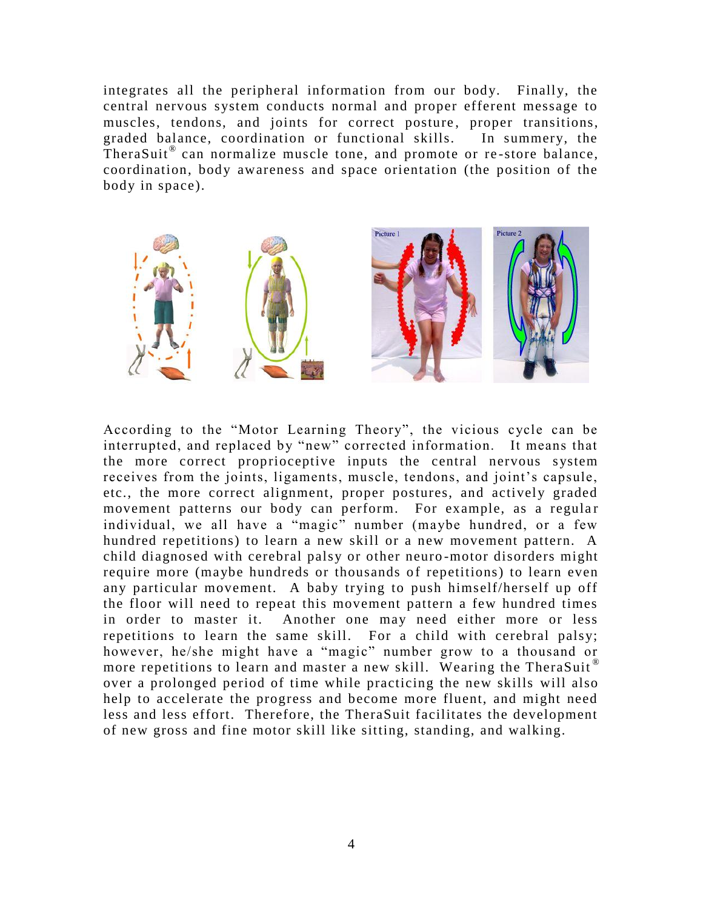integrates all the peripheral information from our body. Finally, the central nervous system conducts normal and proper efferent message to muscles, tendons, and joints for correct posture, proper transitions, graded balance, coordination or functional skills. In summery, the TheraSuit® can normalize muscle tone, and promote or re-store balance, coordination, body awareness and space orientation (the position of the body in space).

According to the "Motor Learning Theory", the vicious cycle can be interrupted, and replaced by "new" corrected information. It means that the more correct proprioceptive inputs the central nervous system receives from the joints, ligaments, muscle, tendons, and joint's capsule, etc., the more correct alignment, proper postures, and actively graded movement patterns our body can perform. For example, as a regular individual, we all have a "magic" number (maybe hundred, or a few hundred repetitions) to learn a new skill or a new movement pattern. A child diagnosed with cerebral palsy or other neuro-motor disorders might require more (maybe hundreds or thousands of repetitions) to learn even any particular movement. A baby trying to push himself/herself up off the floor will need to repeat this movement pattern a few hundred times in order to master it. Another one may need either more or less repetitions to learn the same skill. For a child with cerebral palsy; however, he/she might have a "magic" number grow to a thousand or more repetitions to learn and master a new skill. Wearing the TheraSuit® over a prolonged period of time while practicing the new skills will also help to accelerate the progress and become more fluent, and might need less and less effort. Therefore, the TheraSuit facilitates the development of new gross and fine motor skill like sitting, standing, and walking.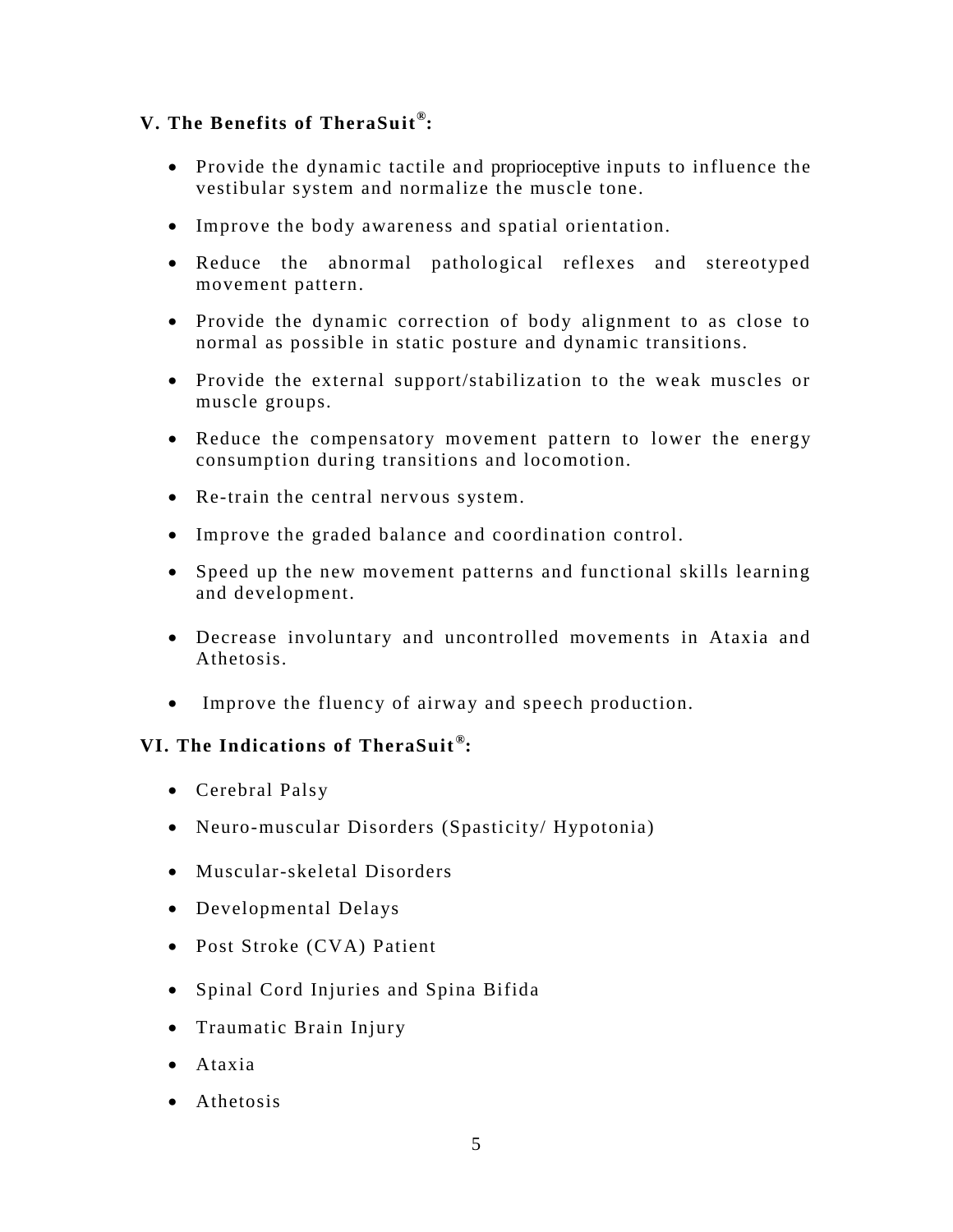## V. The Benefits of TheraSuit®:

- Provide the dynamic tactile and proprioceptive inputs to influence the vestibular system and normalize the muscle tone.
- Improve the body awareness and spatial orientation.
- Reduce the abnormal pathological reflexes and stereotyped movement pattern.
- Provide the dynamic correction of body alignment to as close to normal as possible in static posture and dynamic transitions.
- Provide the external support/stabilization to the weak muscles or muscle groups.
- Reduce the compensatory movement pattern to lower the energy consumption during transitions and locomotion.
- Re-train the central nervous system.
- Improve the graded balance and coordination control.
- Speed up the new movement patterns and functional skills learning and development.
- Decrease involuntary and uncontrolled movements in Ataxia and Athetosis.
- Improve the fluency of airway and speech production.

## VI. The Indications of TheraSuit®:

- Cerebral Palsy
- Neuro-muscular Disorders (Spasticity/ Hypotonia)
- Muscular-skeletal Disorders
- Developmental Delays
- Post Stroke (CVA) Patient
- Spinal Cord Injuries and Spina Bifida
- Traumatic Brain Injury
- Ataxia
- Athetosis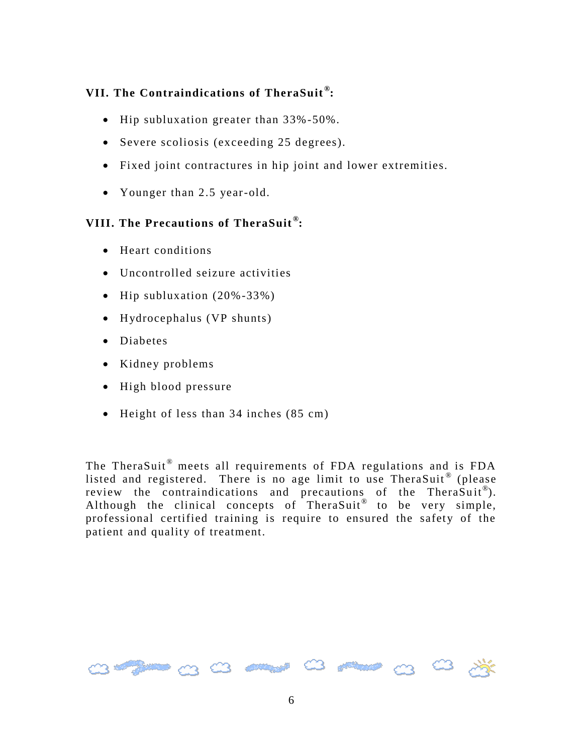### VII. The Contraindications of TheraSuit®:

- Hip subluxation greater than 33%-50%.
- Severe scoliosis (exceeding 25 degrees).
- Fixed joint contractures in hip joint and lower extremities.
- Younger than 2.5 year-old.

### VIII. The Precautions of TheraSuit®:

- Heart conditions
- Uncontrolled seizure activities
- Hip subluxation (20%-33%)
- Hydrocephalus (VP shunts)
- Diabetes
- Kidney problems
- High blood pressure
- Height of less than 34 inches (85 cm)

The TheraSuit® meets all requirements of FDA regulations and is FDA listed and registered. There is no age limit to use TheraSuit® (please review the contraindications and precautions of the TheraSuit®). Although the clinical concepts of TheraSuit® to be very simple, professional certified training is require to ensured the safety of the patient and quality of treatment.